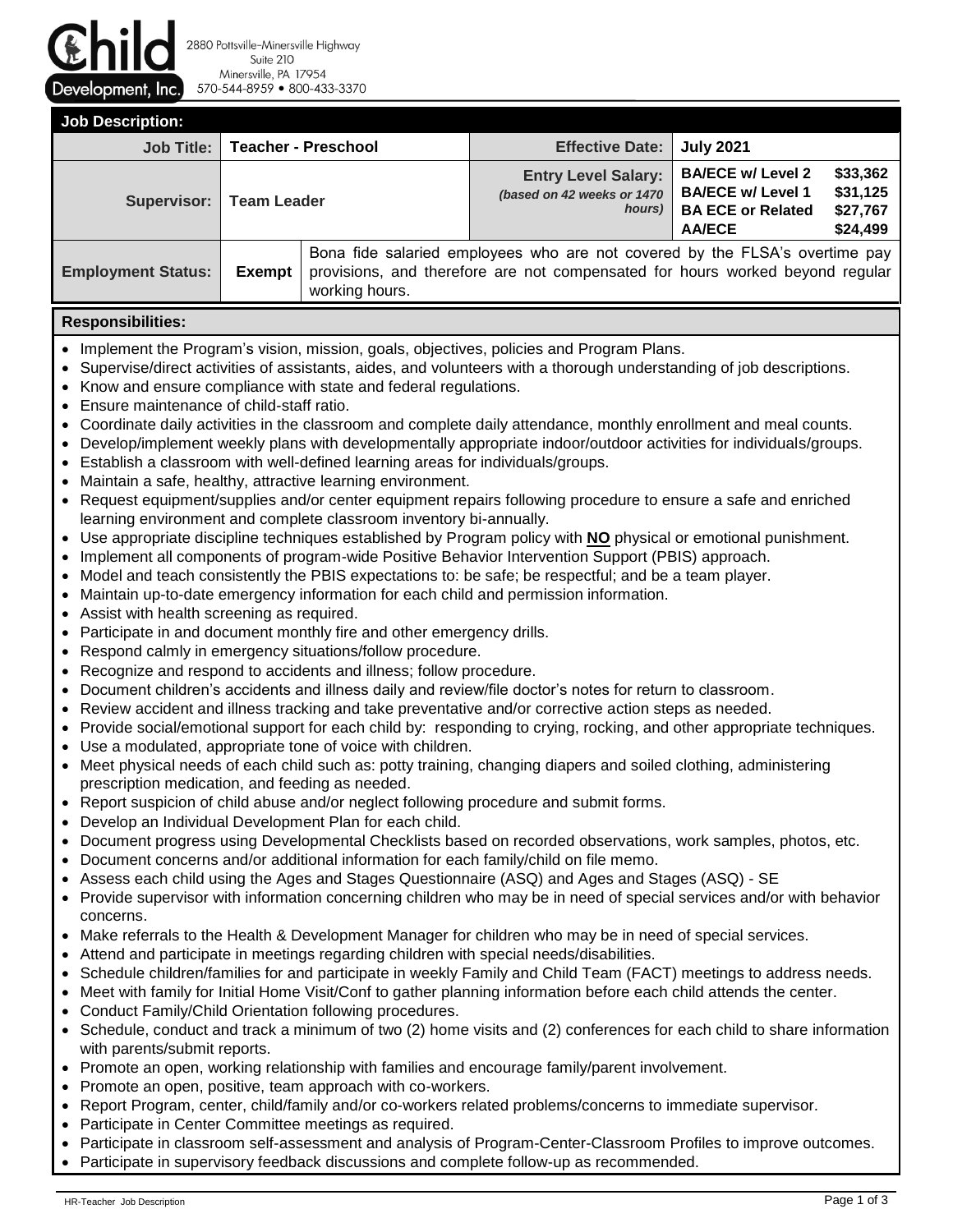**Child Development, Inc.**
2880 Pottsville-Minersville Highway
Suite 210
Minersville, PA 17954
570-544-8959 • 800-433-3370

## Job Description:

| Job Title: | Teacher - Preschool | | Effective Date: | July 2021 | |
|---|---|---|---|---|---|
| Supervisor: | Team Leader | | Entry Level Salary: *(based on 42 weeks or 1470 hours)* | BA/ECE w/ Level 2<br>BA/ECE w/ Level 1<br>BA ECE or Related<br>AA/ECE | $33,362<br>$31,125<br>$27,767<br>$24,499 |
| Employment Status: | Exempt | Bona fide salaried employees who are not covered by the FLSA's overtime pay provisions, and therefore are not compensated for hours worked beyond regular working hours. | | | |

## Responsibilities:

- Implement the Program's vision, mission, goals, objectives, policies and Program Plans.
- Supervise/direct activities of assistants, aides, and volunteers with a thorough understanding of job descriptions.
- Know and ensure compliance with state and federal regulations.
- Ensure maintenance of child-staff ratio.
- Coordinate daily activities in the classroom and complete daily attendance, monthly enrollment and meal counts.
- Develop/implement weekly plans with developmentally appropriate indoor/outdoor activities for individuals/groups.
- Establish a classroom with well-defined learning areas for individuals/groups.
- Maintain a safe, healthy, attractive learning environment.
- Request equipment/supplies and/or center equipment repairs following procedure to ensure a safe and enriched learning environment and complete classroom inventory bi-annually.
- Use appropriate discipline techniques established by Program policy with **NO** physical or emotional punishment.
- Implement all components of program-wide Positive Behavior Intervention Support (PBIS) approach.
- Model and teach consistently the PBIS expectations to: be safe; be respectful; and be a team player.
- Maintain up-to-date emergency information for each child and permission information.
- Assist with health screening as required.
- Participate in and document monthly fire and other emergency drills.
- Respond calmly in emergency situations/follow procedure.
- Recognize and respond to accidents and illness; follow procedure.
- Document children's accidents and illness daily and review/file doctor's notes for return to classroom.
- Review accident and illness tracking and take preventative and/or corrective action steps as needed.
- Provide social/emotional support for each child by: responding to crying, rocking, and other appropriate techniques.
- Use a modulated, appropriate tone of voice with children.
- Meet physical needs of each child such as: potty training, changing diapers and soiled clothing, administering prescription medication, and feeding as needed.
- Report suspicion of child abuse and/or neglect following procedure and submit forms.
- Develop an Individual Development Plan for each child.
- Document progress using Developmental Checklists based on recorded observations, work samples, photos, etc.
- Document concerns and/or additional information for each family/child on file memo.
- Assess each child using the Ages and Stages Questionnaire (ASQ) and Ages and Stages (ASQ) - SE
- Provide supervisor with information concerning children who may be in need of special services and/or with behavior concerns.
- Make referrals to the Health & Development Manager for children who may be in need of special services.
- Attend and participate in meetings regarding children with special needs/disabilities.
- Schedule children/families for and participate in weekly Family and Child Team (FACT) meetings to address needs.
- Meet with family for Initial Home Visit/Conf to gather planning information before each child attends the center.
- Conduct Family/Child Orientation following procedures.
- Schedule, conduct and track a minimum of two (2) home visits and (2) conferences for each child to share information with parents/submit reports.
- Promote an open, working relationship with families and encourage family/parent involvement.
- Promote an open, positive, team approach with co-workers.
- Report Program, center, child/family and/or co-workers related problems/concerns to immediate supervisor.
- Participate in Center Committee meetings as required.
- Participate in classroom self-assessment and analysis of Program-Center-Classroom Profiles to improve outcomes.
- Participate in supervisory feedback discussions and complete follow-up as recommended.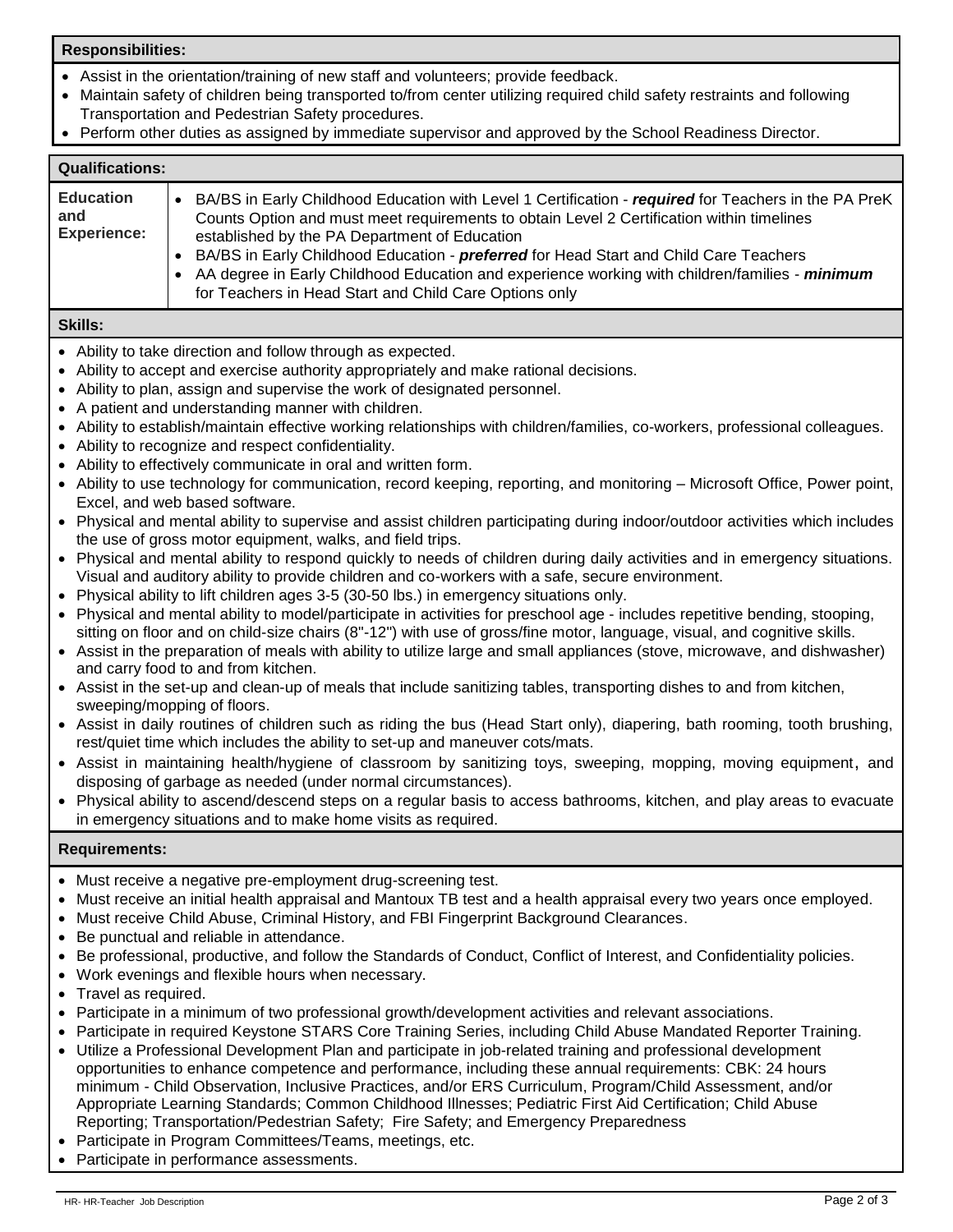**Responsibilities:**

- Assist in the orientation/training of new staff and volunteers; provide feedback.
- Maintain safety of children being transported to/from center utilizing required child safety restraints and following Transportation and Pedestrian Safety procedures.
- Perform other duties as assigned by immediate supervisor and approved by the School Readiness Director.

**Qualifications:**

| **Education and Experience:** | • BA/BS in Early Childhood Education with Level 1 Certification - ***required*** for Teachers in the PA PreK Counts Option and must meet requirements to obtain Level 2 Certification within timelines established by the PA Department of Education<br>• BA/BS in Early Childhood Education - ***preferred*** for Head Start and Child Care Teachers<br>• AA degree in Early Childhood Education and experience working with children/families - ***minimum*** for Teachers in Head Start and Child Care Options only |
|---|---|

**Skills:**

- Ability to take direction and follow through as expected.
- Ability to accept and exercise authority appropriately and make rational decisions.
- Ability to plan, assign and supervise the work of designated personnel.
- A patient and understanding manner with children.
- Ability to establish/maintain effective working relationships with children/families, co-workers, professional colleagues.
- Ability to recognize and respect confidentiality.
- Ability to effectively communicate in oral and written form.
- Ability to use technology for communication, record keeping, reporting, and monitoring – Microsoft Office, Power point, Excel, and web based software.
- Physical and mental ability to supervise and assist children participating during indoor/outdoor activities which includes the use of gross motor equipment, walks, and field trips.
- Physical and mental ability to respond quickly to needs of children during daily activities and in emergency situations. Visual and auditory ability to provide children and co-workers with a safe, secure environment.
- Physical ability to lift children ages 3-5 (30-50 lbs.) in emergency situations only.
- Physical and mental ability to model/participate in activities for preschool age - includes repetitive bending, stooping, sitting on floor and on child-size chairs (8"-12") with use of gross/fine motor, language, visual, and cognitive skills.
- Assist in the preparation of meals with ability to utilize large and small appliances (stove, microwave, and dishwasher) and carry food to and from kitchen.
- Assist in the set-up and clean-up of meals that include sanitizing tables, transporting dishes to and from kitchen, sweeping/mopping of floors.
- Assist in daily routines of children such as riding the bus (Head Start only), diapering, bath rooming, tooth brushing, rest/quiet time which includes the ability to set-up and maneuver cots/mats.
- Assist in maintaining health/hygiene of classroom by sanitizing toys, sweeping, mopping, moving equipment, and disposing of garbage as needed (under normal circumstances).
- Physical ability to ascend/descend steps on a regular basis to access bathrooms, kitchen, and play areas to evacuate in emergency situations and to make home visits as required.

**Requirements:**

- Must receive a negative pre-employment drug-screening test.
- Must receive an initial health appraisal and Mantoux TB test and a health appraisal every two years once employed.
- Must receive Child Abuse, Criminal History, and FBI Fingerprint Background Clearances.
- Be punctual and reliable in attendance.
- Be professional, productive, and follow the Standards of Conduct, Conflict of Interest, and Confidentiality policies.
- Work evenings and flexible hours when necessary.
- Travel as required.
- Participate in a minimum of two professional growth/development activities and relevant associations.
- Participate in required Keystone STARS Core Training Series, including Child Abuse Mandated Reporter Training.
- Utilize a Professional Development Plan and participate in job-related training and professional development opportunities to enhance competence and performance, including these annual requirements: CBK: 24 hours minimum - Child Observation, Inclusive Practices, and/or ERS Curriculum, Program/Child Assessment, and/or Appropriate Learning Standards; Common Childhood Illnesses; Pediatric First Aid Certification; Child Abuse Reporting; Transportation/Pedestrian Safety; Fire Safety; and Emergency Preparedness
- Participate in Program Committees/Teams, meetings, etc.
- Participate in performance assessments.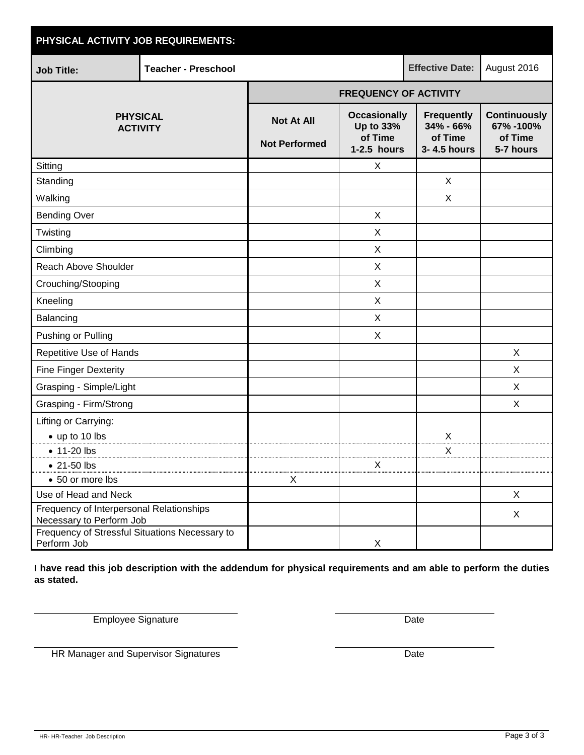## PHYSICAL ACTIVITY JOB REQUIREMENTS:

| **Job Title:** | **Teacher - Preschool** | **Effective Date:** | August 2016 |
|---|---|---|---|

| PHYSICAL ACTIVITY | FREQUENCY OF ACTIVITY | | | |
|---|---|---|---|---|
| | **Not At All** **Not Performed** | **Occasionally Up to 33% of Time 1-2.5 hours** | **Frequently 34% - 66% of Time 3- 4.5 hours** | **Continuously 67% -100% of Time 5-7 hours** |
| Sitting | | X | | |
| Standing | | | X | |
| Walking | | | X | |
| Bending Over | | X | | |
| Twisting | | X | | |
| Climbing | | X | | |
| Reach Above Shoulder | | X | | |
| Crouching/Stooping | | X | | |
| Kneeling | | X | | |
| Balancing | | X | | |
| Pushing or Pulling | | X | | |
| Repetitive Use of Hands | | | | X |
| Fine Finger Dexterity | | | | X |
| Grasping - Simple/Light | | | | X |
| Grasping - Firm/Strong | | | | X |
| Lifting or Carrying: | | | | |
| • up to 10 lbs | | | X | |
| • 11-20 lbs | | | X | |
| • 21-50 lbs | | X | | |
| • 50 or more lbs | X | | | |
| Use of Head and Neck | | | | X |
| Frequency of Interpersonal Relationships Necessary to Perform Job | | | | X |
| Frequency of Stressful Situations Necessary to Perform Job | | X | | |

**I have read this job description with the addendum for physical requirements and am able to perform the duties as stated.**

______________________________ Employee Signature ______________________________ Date

______________________________ HR Manager and Supervisor Signatures ______________________________ Date

HR- HR-Teacher Job Description